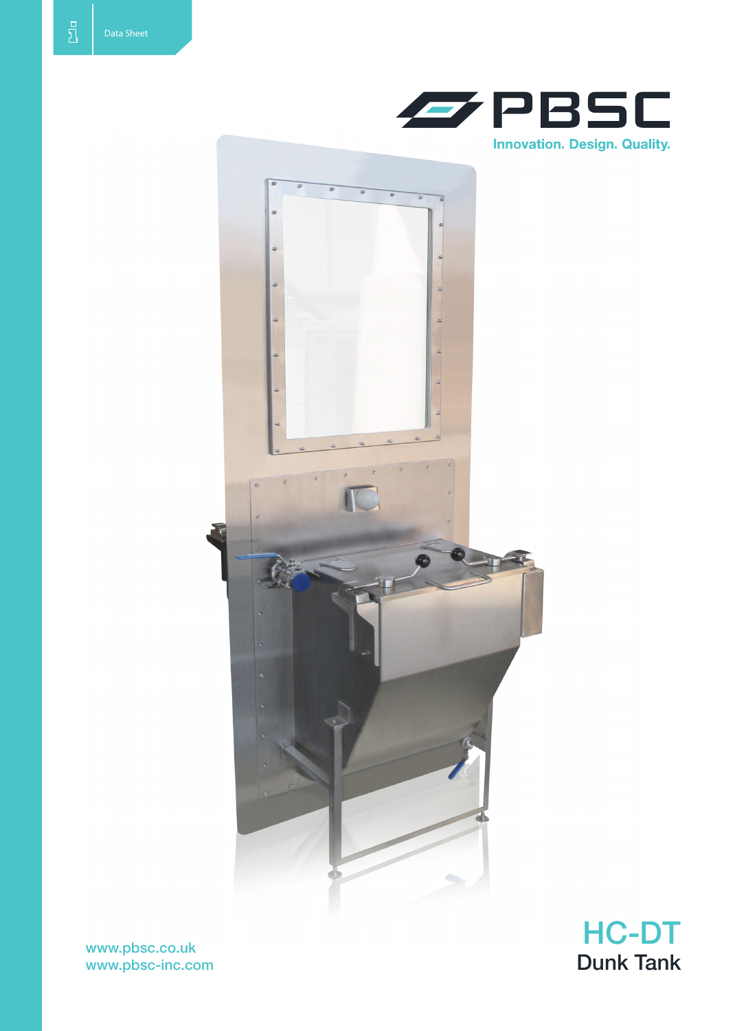Data Sheet

PBSC

Innovation. Design. Quality.

# HC-DT

## Dunk Tank

www.pbsc.co.uk
www.pbsc-inc.com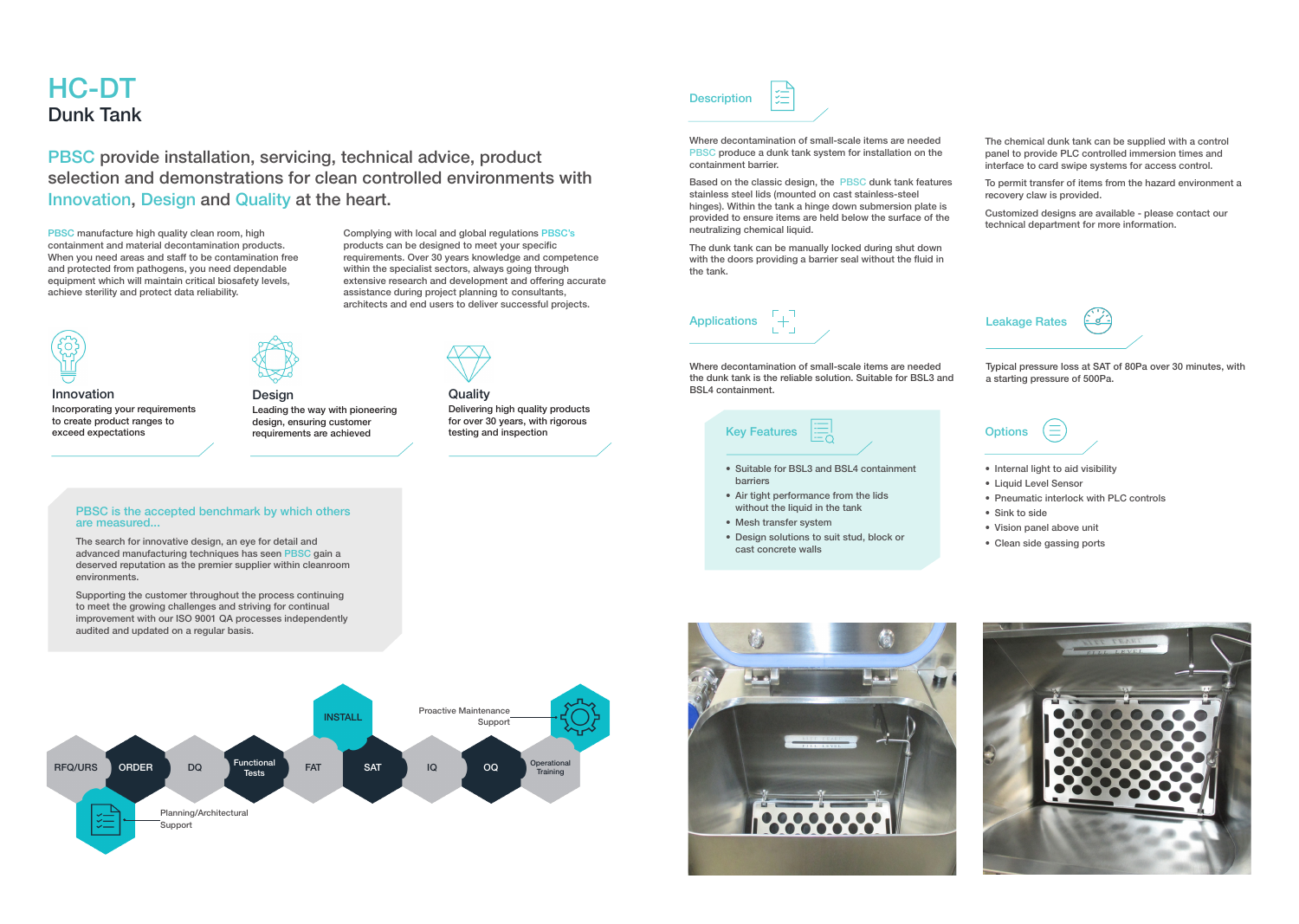# HC-DT

## Dunk Tank

PBSC provide installation, servicing, technical advice, product selection and demonstrations for clean controlled environments with Innovation, Design and Quality at the heart.

PBSC manufacture high quality clean room, high containment and material decontamination products. When you need areas and staff to be contamination free and protected from pathogens, you need dependable equipment which will maintain critical biosafety levels, achieve sterility and protect data reliability.

Complying with local and global regulations PBSC's products can be designed to meet your specific requirements. Over 30 years knowledge and competence within the specialist sectors, always going through extensive research and development and offering accurate assistance during project planning to consultants, architects and end users to deliver successful projects.

### Innovation

Incorporating your requirements to create product ranges to exceed expectations

### Design

Leading the way with pioneering design, ensuring customer requirements are achieved

### Quality

Delivering high quality products for over 30 years, with rigorous testing and inspection

### PBSC is the accepted benchmark by which others are measured...

The search for innovative design, an eye for detail and advanced manufacturing techniques has seen PBSC gain a deserved reputation as the premier supplier within cleanroom environments.

Supporting the customer throughout the process continuing to meet the growing challenges and striving for continual improvement with our ISO 9001 QA processes independently audited and updated on a regular basis.

RFQ/URS → ORDER → DQ → Functional Tests → FAT → INSTALL → SAT → IQ → OQ → Operational Training

Planning/Architectural Support

Proactive Maintenance Support

### Description

Where decontamination of small-scale items are needed PBSC produce a dunk tank system for installation on the containment barrier.

Based on the classic design, the PBSC dunk tank features stainless steel lids (mounted on cast stainless-steel hinges). Within the tank a hinge down submersion plate is provided to ensure items are held below the surface of the neutralizing chemical liquid.

The dunk tank can be manually locked during shut down with the doors providing a barrier seal without the fluid in the tank.

The chemical dunk tank can be supplied with a control panel to provide PLC controlled immersion times and interface to card swipe systems for access control.

To permit transfer of items from the hazard environment a recovery claw is provided.

Customized designs are available - please contact our technical department for more information.

### Applications

Where decontamination of small-scale items are needed the dunk tank is the reliable solution. Suitable for BSL3 and BSL4 containment.

### Leakage Rates

Typical pressure loss at SAT of 80Pa over 30 minutes, with a starting pressure of 500Pa.

### Key Features

- Suitable for BSL3 and BSL4 containment barriers
- Air tight performance from the lids without the liquid in the tank
- Mesh transfer system
- Design solutions to suit stud, block or cast concrete walls

### Options

- Internal light to aid visibility
- Liquid Level Sensor
- Pneumatic interlock with PLC controls
- Sink to side
- Vision panel above unit
- Clean side gassing ports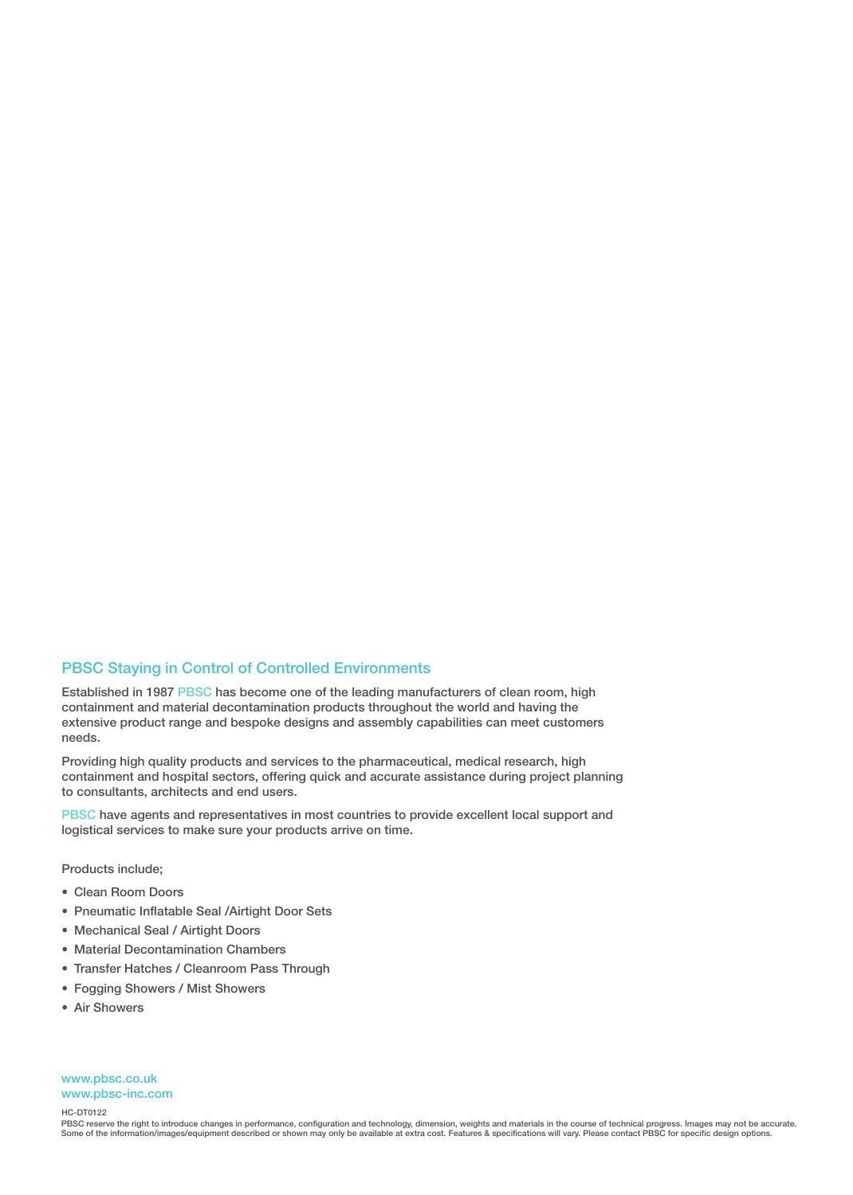## PBSC Staying in Control of Controlled Environments

Established in 1987 PBSC has become one of the leading manufacturers of clean room, high containment and material decontamination products throughout the world and having the extensive product range and bespoke designs and assembly capabilities can meet customers needs.

Providing high quality products and services to the pharmaceutical, medical research, high containment and hospital sectors, offering quick and accurate assistance during project planning to consultants, architects and end users.

PBSC have agents and representatives in most countries to provide excellent local support and logistical services to make sure your products arrive on time.

Products include;

- Clean Room Doors
- Pneumatic Inflatable Seal /Airtight Door Sets
- Mechanical Seal / Airtight Doors
- Material Decontamination Chambers
- Transfer Hatches / Cleanroom Pass Through
- Fogging Showers / Mist Showers
- Air Showers

www.pbsc.co.uk
www.pbsc-inc.com

HC-DT0122
PBSC reserve the right to introduce changes in performance, configuration and technology, dimension, weights and materials in the course of technical progress. Images may not be accurate. Some of the information/images/equipment described or shown may only be available at extra cost. Features & specifications will vary. Please contact PBSC for specific design options.